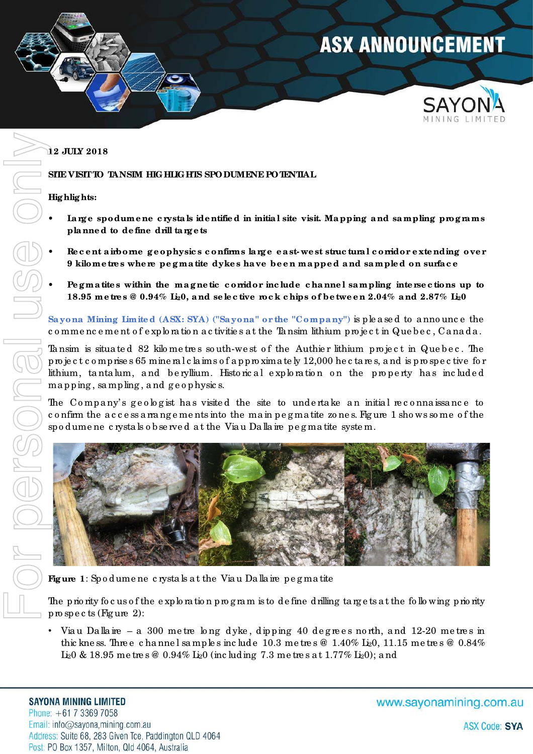# ASX ANNOUNCEMENT

12 JULY 2018

## SITE VISIT TO TANSIM HIGHLIGHTS SPODUMENE POTENTIAL

**Highlights:**

- **Large spodumene crystals identified in initial site visit. Mapping and sampling programs planned to define drill targets**
- **Recent airborne geophysics confirms large east-west structural corridor extending over 9 kilometres where pegmatite dykes have been mapped and sampled on surface**
- **Pegmatites within the magnetic corridor include channel sampling intersections up to 18.95 metres @ 0.94% $Li_2O$, and selective rock chips of between 2.04% and 2.87% $Li_2O$**

**Sayona Mining Limited (ASX: SYA) ("Sayona" or the "Company")** is pleased to announce the commencement of exploration activities at the Tansim lithium project in Quebec, Canada.

Tansim is situated 82 kilometres south-west of the Authier lithium project in Quebec. The project comprises 65 mineral claims of approximately 12,000 hectares, and is prospective for lithium, tantalum, and beryllium. Historical exploration on the property has included mapping, sampling, and geophysics.

The Company's geologist has visited the site to undertake an initial reconnaissance to confirm the access arrangements into the main pegmatite zones. Figure 1 shows some of the spodumene crystals observed at the Viau Dallaire pegmatite system.

**Figure 1**: Spodumene crystals at the Viau Dallaire pegmatite

The priority focus of the exploration program is to define drilling targets at the following priority prospects (Figure 2):

- Viau Dallaire – a 300 metre long dyke, dipping 40 degrees north, and 12-20 metres in thickness. Three channel samples include 10.3 metres @ 1.40% $Li_2O$, 11.15 metres @ 0.84% $Li_2O$ & 18.95 metres @ 0.94% $Li_2O$ (including 7.3 metres at 1.77% $Li_2O$); and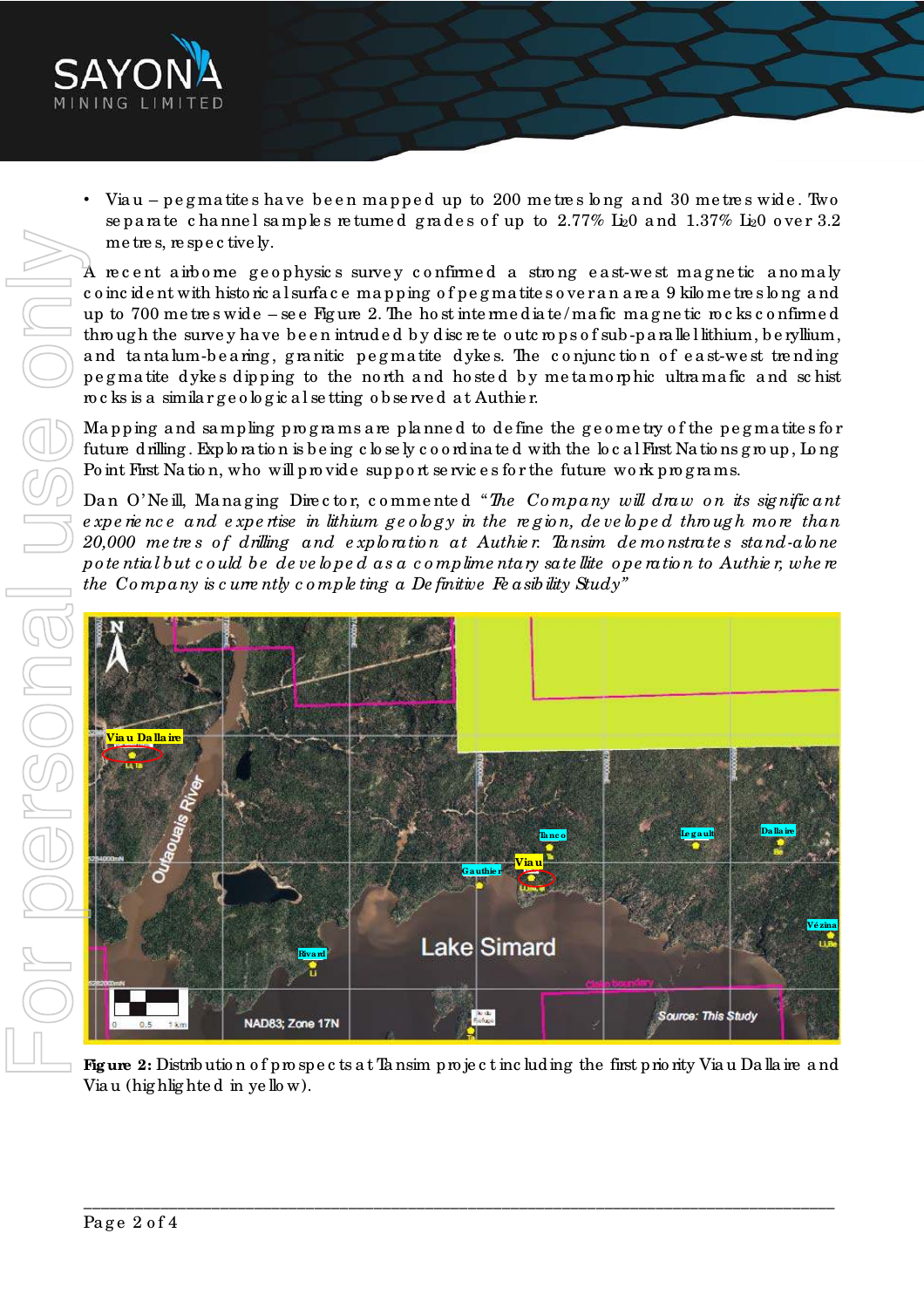- Viau – pegmatites have been mapped up to 200 metres long and 30 metres wide. Two separate channel samples returned grades of up to 2.77% $Li_2O$ and 1.37% $Li_2O$ over 3.2 metres, respectively.

A recent airborne geophysics survey confirmed a strong east-west magnetic anomaly coincident with historical surface mapping of pegmatites over an area 9 kilometres long and up to 700 metres wide – see Figure 2. The host intermediate/mafic magnetic rocks confirmed through the survey have been intruded by discrete outcrops of sub-parallel lithium, beryllium, and tantalum-bearing, granitic pegmatite dykes. The conjunction of east-west trending pegmatite dykes dipping to the north and hosted by metamorphic ultramafic and schist rocks is a similar geological setting observed at Authier.

Mapping and sampling programs are planned to define the geometry of the pegmatites for future drilling. Exploration is being closely coordinated with the local First Nations group, Long Point First Nation, who will provide support services for the future work programs.

Dan O'Neill, Managing Director, commented "*The Company will draw on its significant experience and expertise in lithium geology in the region, developed through more than 20,000 metres of drilling and exploration at Authier. Tansim demonstrates stand-alone potential but could be developed as a complimentary satellite operation to Authier, where the Company is currently completing a Definitive Feasibility Study*"

**Figure 2:** Distribution of prospects at Tansim project including the first priority Viau Dallaire and Viau (highlighted in yellow).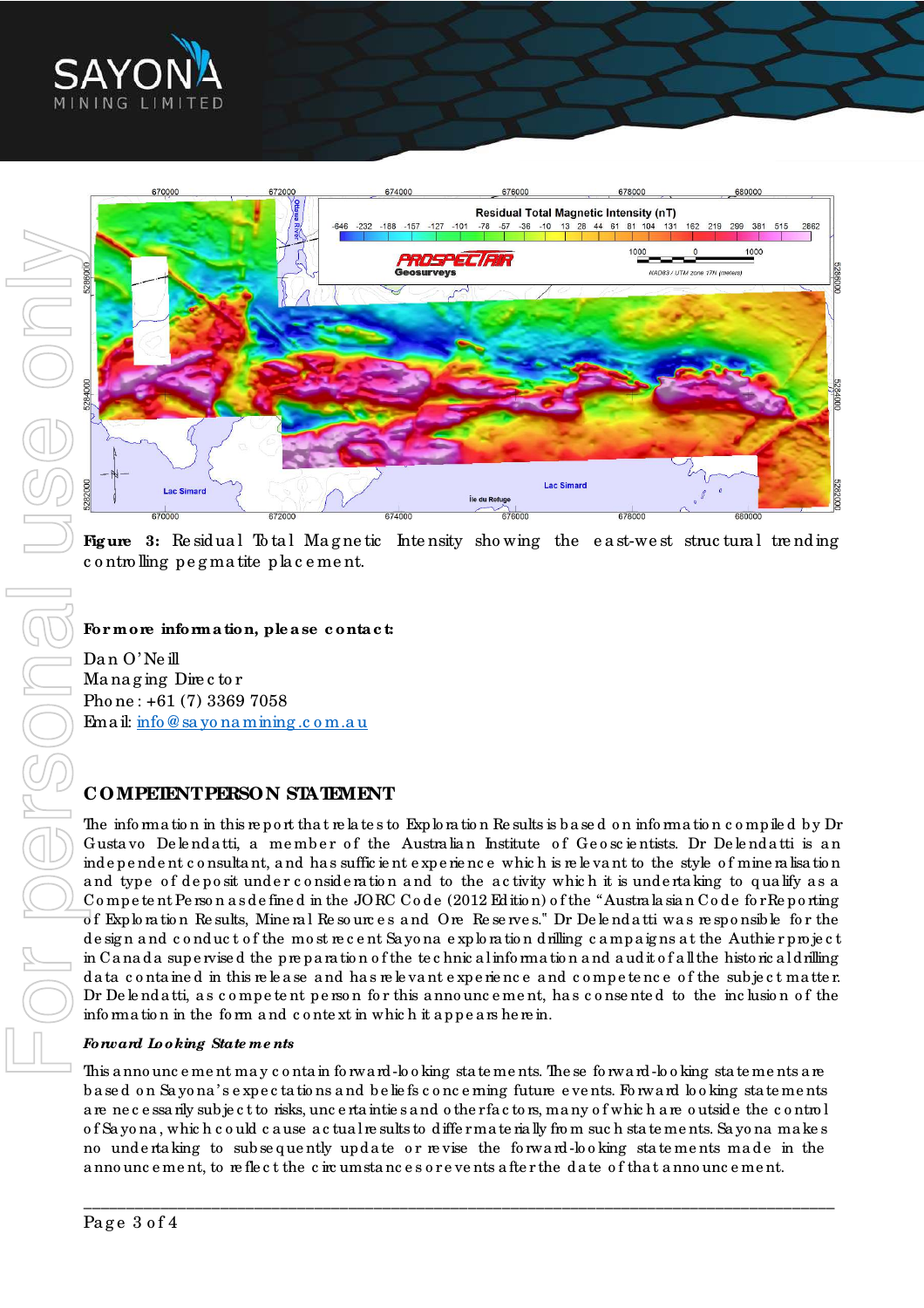**Figure 3:** Residual Total Magnetic Intensity showing the east-west structural trending controlling pegmatite placement.

**For more information, please contact:**

Dan O'Neill
Managing Director
Phone: +61 (7) 3369 7058
Email: info@sayonamining.com.au

## COMPETENT PERSON STATEMENT

The information in this report that relates to Exploration Results is based on information compiled by Dr Gustavo Delendatti, a member of the Australian Institute of Geoscientists. Dr Delendatti is an independent consultant, and has sufficient experience which is relevant to the style of mineralisation and type of deposit under consideration and to the activity which it is undertaking to qualify as a Competent Person as defined in the JORC Code (2012 Edition) of the "Australasian Code for Reporting of Exploration Results, Mineral Resources and Ore Reserves." Dr Delendatti was responsible for the design and conduct of the most recent Sayona exploration drilling campaigns at the Authier project in Canada supervised the preparation of the technical information and audit of all the historical drilling data contained in this release and has relevant experience and competence of the subject matter. Dr Delendatti, as competent person for this announcement, has consented to the inclusion of the information in the form and context in which it appears herein.

***Forward Looking Statements***

This announcement may contain forward-looking statements. These forward-looking statements are based on Sayona's expectations and beliefs concerning future events. Forward looking statements are necessarily subject to risks, uncertainties and other factors, many of which are outside the control of Sayona, which could cause actual results to differ materially from such statements. Sayona makes no undertaking to subsequently update or revise the forward-looking statements made in the announcement, to reflect the circumstances or events after the date of that announcement.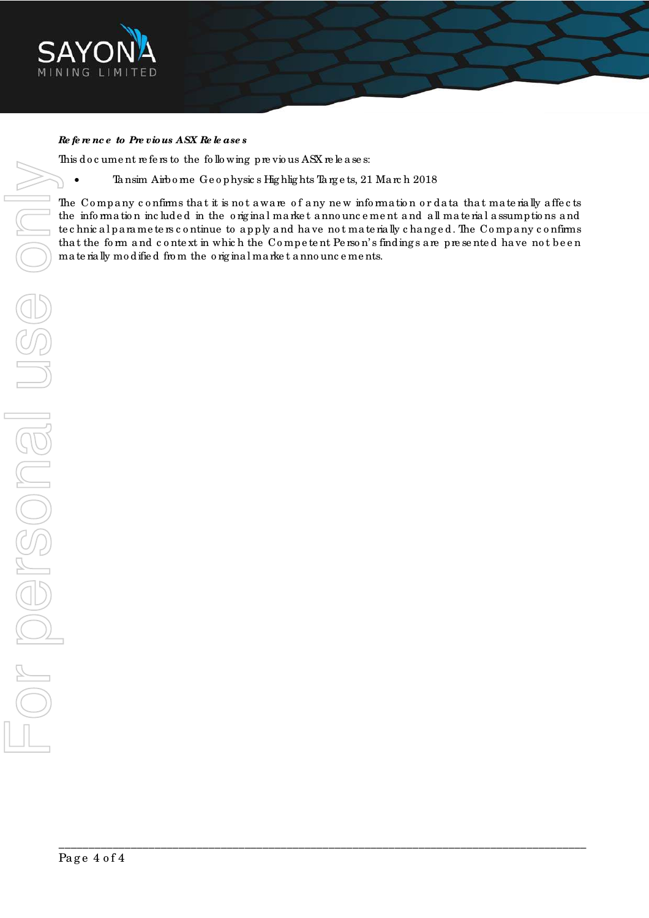***Reference to Previous ASX Releases***

This document refers to the following previous ASX releases:

- Tansim Airborne Geophysics Highlights Targets, 21 March 2018

The Company confirms that it is not aware of any new information or data that materially affects the information included in the original market announcement and all material assumptions and technical parameters continue to apply and have not materially changed. The Company confirms that the form and context in which the Competent Person's findings are presented have not been materially modified from the original market announcements.